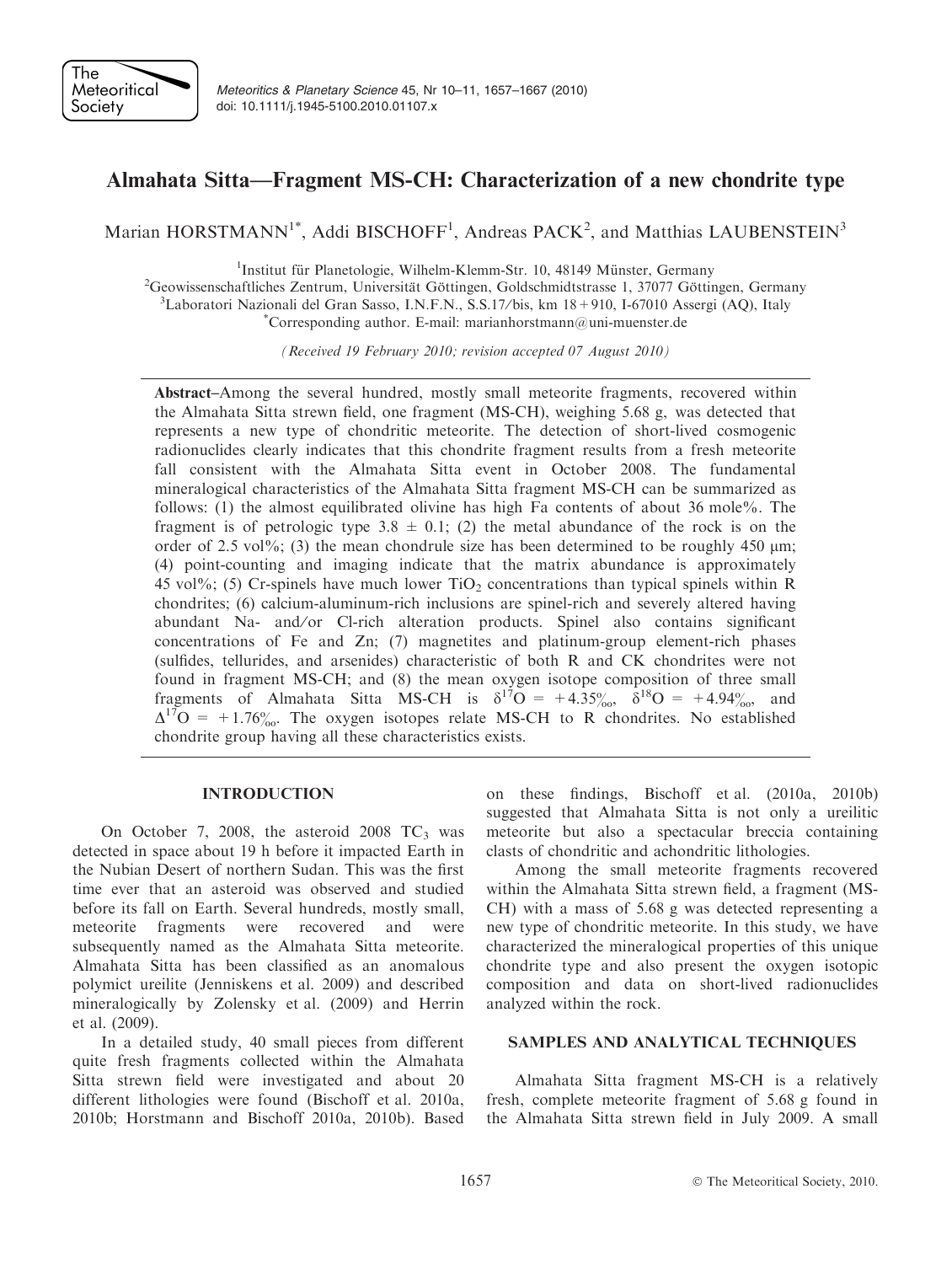# Almahata Sitta—Fragment MS-CH: Characterization of a new chondrite type

Marian HORSTMANN[1*], Addi BISCHOFF[1], Andreas PACK[2], and Matthias LAUBENSTEIN[3]

[1]Institut für Planetologie, Wilhelm-Klemm-Str. 10, 48149 Münster, Germany
[2]Geowissenschaftliches Zentrum, Universität Göttingen, Goldschmidtstrasse 1, 37077 Göttingen, Germany
[3]Laboratori Nazionali del Gran Sasso, I.N.F.N., S.S.17/bis, km 18 + 910, I-67010 Assergi (AQ), Italy
[*]Corresponding author. E-mail: marianhorstmann@uni-muenster.de

*(Received 19 February 2010; revision accepted 07 August 2010)*

**Abstract**–Among the several hundred, mostly small meteorite fragments, recovered within the Almahata Sitta strewn field, one fragment (MS-CH), weighing 5.68 g, was detected that represents a new type of chondritic meteorite. The detection of short-lived cosmogenic radionuclides clearly indicates that this chondrite fragment results from a fresh meteorite fall consistent with the Almahata Sitta event in October 2008. The fundamental mineralogical characteristics of the Almahata Sitta fragment MS-CH can be summarized as follows: (1) the almost equilibrated olivine has high Fa contents of about 36 mole%. The fragment is of petrologic type 3.8 ± 0.1; (2) the metal abundance of the rock is on the order of 2.5 vol%; (3) the mean chondrule size has been determined to be roughly 450 μm; (4) point-counting and imaging indicate that the matrix abundance is approximately 45 vol%; (5) Cr-spinels have much lower $TiO_2$ concentrations than typical spinels within R chondrites; (6) calcium-aluminum-rich inclusions are spinel-rich and severely altered having abundant Na- and/or Cl-rich alteration products. Spinel also contains significant concentrations of Fe and Zn; (7) magnetites and platinum-group element-rich phases (sulfides, tellurides, and arsenides) characteristic of both R and CK chondrites were not found in fragment MS-CH; and (8) the mean oxygen isotope composition of three small fragments of Almahata Sitta MS-CH is $\delta^{17}O = +4.35‰$, $\delta^{18}O = +4.94‰$, and $\Delta^{17}O = +1.76‰$. The oxygen isotopes relate MS-CH to R chondrites. No established chondrite group having all these characteristics exists.

## INTRODUCTION

On October 7, 2008, the asteroid 2008 $TC_3$ was detected in space about 19 h before it impacted Earth in the Nubian Desert of northern Sudan. This was the first time ever that an asteroid was observed and studied before its fall on Earth. Several hundreds, mostly small, meteorite fragments were recovered and were subsequently named as the Almahata Sitta meteorite. Almahata Sitta has been classified as an anomalous polymict ureilite (Jenniskens et al. 2009) and described mineralogically by Zolensky et al. (2009) and Herrin et al. (2009).

In a detailed study, 40 small pieces from different quite fresh fragments collected within the Almahata Sitta strewn field were investigated and about 20 different lithologies were found (Bischoff et al. 2010a, 2010b; Horstmann and Bischoff 2010a, 2010b). Based on these findings, Bischoff et al. (2010a, 2010b) suggested that Almahata Sitta is not only a ureilitic meteorite but also a spectacular breccia containing clasts of chondritic and achondritic lithologies.

Among the small meteorite fragments recovered within the Almahata Sitta strewn field, a fragment (MS-CH) with a mass of 5.68 g was detected representing a new type of chondritic meteorite. In this study, we have characterized the mineralogical properties of this unique chondrite type and also present the oxygen isotopic composition and data on short-lived radionuclides analyzed within the rock.

## SAMPLES AND ANALYTICAL TECHNIQUES

Almahata Sitta fragment MS-CH is a relatively fresh, complete meteorite fragment of 5.68 g found in the Almahata Sitta strewn field in July 2009. A small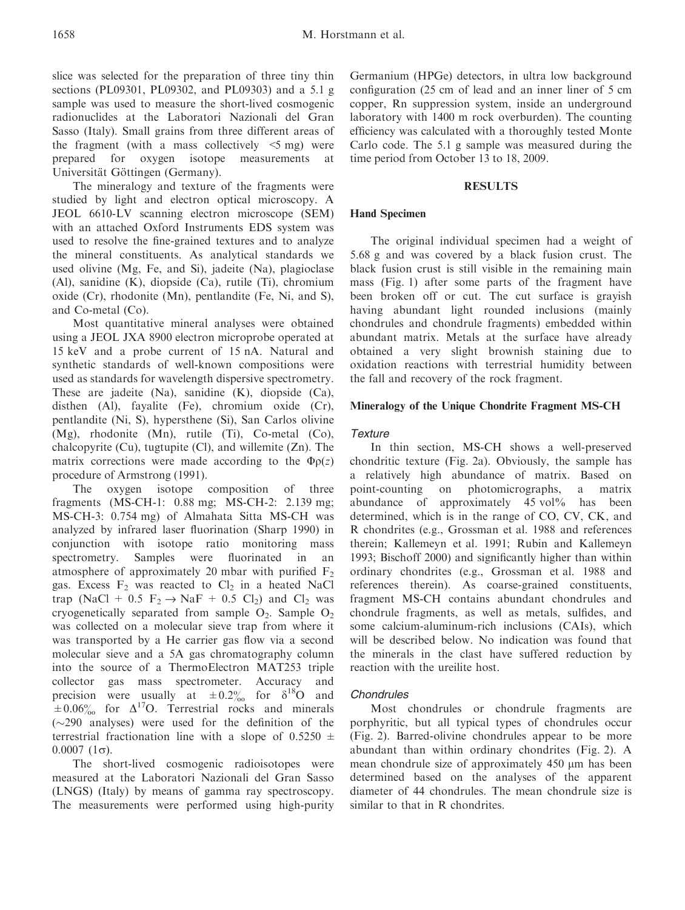slice was selected for the preparation of three tiny thin sections (PL09301, PL09302, and PL09303) and a 5.1 g sample was used to measure the short-lived cosmogenic radionuclides at the Laboratori Nazionali del Gran Sasso (Italy). Small grains from three different areas of the fragment (with a mass collectively <5 mg) were prepared for oxygen isotope measurements at Universität Göttingen (Germany).

The mineralogy and texture of the fragments were studied by light and electron optical microscopy. A JEOL 6610-LV scanning electron microscope (SEM) with an attached Oxford Instruments EDS system was used to resolve the fine-grained textures and to analyze the mineral constituents. As analytical standards we used olivine (Mg, Fe, and Si), jadeite (Na), plagioclase (Al), sanidine (K), diopside (Ca), rutile (Ti), chromium oxide (Cr), rhodonite (Mn), pentlandite (Fe, Ni, and S), and Co-metal (Co).

Most quantitative mineral analyses were obtained using a JEOL JXA 8900 electron microprobe operated at 15 keV and a probe current of 15 nA. Natural and synthetic standards of well-known compositions were used as standards for wavelength dispersive spectrometry. These are jadeite (Na), sanidine (K), diopside (Ca), disthen (Al), fayalite (Fe), chromium oxide (Cr), pentlandite (Ni, S), hypersthene (Si), San Carlos olivine (Mg), rhodonite (Mn), rutile (Ti), Co-metal (Co), chalcopyrite (Cu), tugtupite (Cl), and willemite (Zn). The matrix corrections were made according to the $\Phi\rho(z)$ procedure of Armstrong (1991).

The oxygen isotope composition of three fragments (MS-CH-1: 0.88 mg; MS-CH-2: 2.139 mg; MS-CH-3: 0.754 mg) of Almahata Sitta MS-CH was analyzed by infrared laser fluorination (Sharp 1990) in conjunction with isotope ratio monitoring mass spectrometry. Samples were fluorinated in an atmosphere of approximately 20 mbar with purified $F_2$ gas. Excess $F_2$ was reacted to $Cl_2$ in a heated NaCl trap ($NaCl + 0.5\ F_2 \rightarrow NaF + 0.5\ Cl_2$) and $Cl_2$ was cryogenetically separated from sample $O_2$. Sample $O_2$ was collected on a molecular sieve trap from where it was transported by a He carrier gas flow via a second molecular sieve and a 5A gas chromatography column into the source of a ThermoElectron MAT253 triple collector gas mass spectrometer. Accuracy and precision were usually at $\pm 0.2$‰ for $\delta^{18}O$ and $\pm 0.06$‰ for $\Delta^{17}O$. Terrestrial rocks and minerals (~290 analyses) were used for the definition of the terrestrial fractionation line with a slope of $0.5250 \pm 0.0007$ ($1\sigma$).

The short-lived cosmogenic radioisotopes were measured at the Laboratori Nazionali del Gran Sasso (LNGS) (Italy) by means of gamma ray spectroscopy. The measurements were performed using high-purity Germanium (HPGe) detectors, in ultra low background configuration (25 cm of lead and an inner liner of 5 cm copper, Rn suppression system, inside an underground laboratory with 1400 m rock overburden). The counting efficiency was calculated with a thoroughly tested Monte Carlo code. The 5.1 g sample was measured during the time period from October 13 to 18, 2009.

## RESULTS

### Hand Specimen

The original individual specimen had a weight of 5.68 g and was covered by a black fusion crust. The black fusion crust is still visible in the remaining main mass (Fig. 1) after some parts of the fragment have been broken off or cut. The cut surface is grayish having abundant light rounded inclusions (mainly chondrules and chondrule fragments) embedded within abundant matrix. Metals at the surface have already obtained a very slight brownish staining due to oxidation reactions with terrestrial humidity between the fall and recovery of the rock fragment.

### Mineralogy of the Unique Chondrite Fragment MS-CH

#### *Texture*

In thin section, MS-CH shows a well-preserved chondritic texture (Fig. 2a). Obviously, the sample has a relatively high abundance of matrix. Based on point-counting on photomicrographs, a matrix abundance of approximately 45 vol% has been determined, which is in the range of CO, CV, CK, and R chondrites (e.g., Grossman et al. 1988 and references therein; Kallemeyn et al. 1991; Rubin and Kallemeyn 1993; Bischoff 2000) and significantly higher than within ordinary chondrites (e.g., Grossman et al. 1988 and references therein). As coarse-grained constituents, fragment MS-CH contains abundant chondrules and chondrule fragments, as well as metals, sulfides, and some calcium-aluminum-rich inclusions (CAIs), which will be described below. No indication was found that the minerals in the clast have suffered reduction by reaction with the ureilite host.

#### *Chondrules*

Most chondrules or chondrule fragments are porphyritic, but all typical types of chondrules occur (Fig. 2). Barred-olivine chondrules appear to be more abundant than within ordinary chondrites (Fig. 2). A mean chondrule size of approximately 450 μm has been determined based on the analyses of the apparent diameter of 44 chondrules. The mean chondrule size is similar to that in R chondrites.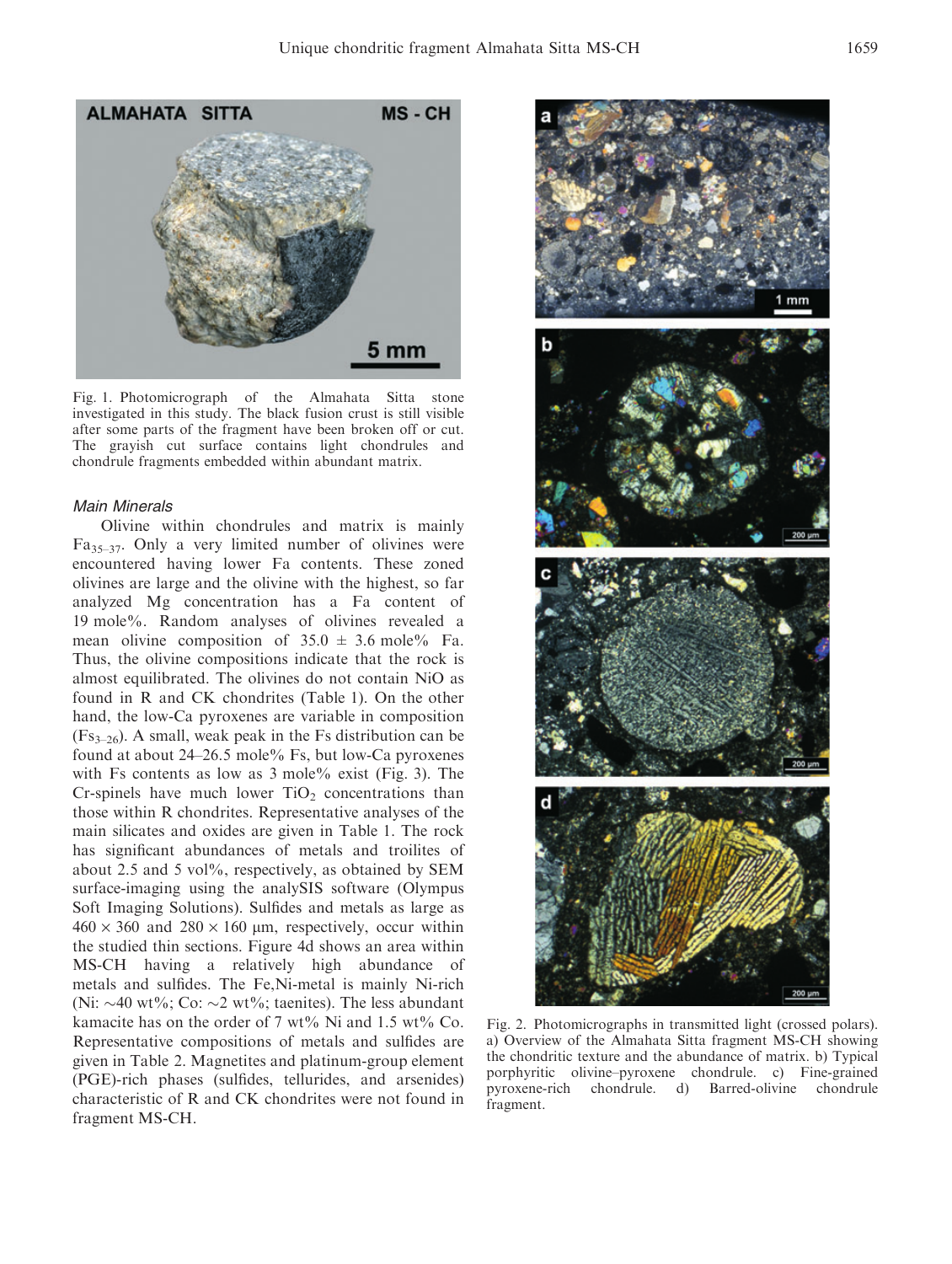Fig. 1. Photomicrograph of the Almahata Sitta stone investigated in this study. The black fusion crust is still visible after some parts of the fragment have been broken off or cut. The grayish cut surface contains light chondrules and chondrule fragments embedded within abundant matrix.

### *Main Minerals*

Olivine within chondrules and matrix is mainly $Fa_{35-37}$. Only a very limited number of olivines were encountered having lower Fa contents. These zoned olivines are large and the olivine with the highest, so far analyzed Mg concentration has a Fa content of 19 mole%. Random analyses of olivines revealed a mean olivine composition of $35.0 \pm 3.6$ mole% Fa. Thus, the olivine compositions indicate that the rock is almost equilibrated. The olivines do not contain NiO as found in R and CK chondrites (Table 1). On the other hand, the low-Ca pyroxenes are variable in composition ($Fs_{3-26}$). A small, weak peak in the Fs distribution can be found at about 24–26.5 mole% Fs, but low-Ca pyroxenes with Fs contents as low as 3 mole% exist (Fig. 3). The Cr-spinels have much lower $TiO_2$ concentrations than those within R chondrites. Representative analyses of the main silicates and oxides are given in Table 1. The rock has significant abundances of metals and troilites of about 2.5 and 5 vol%, respectively, as obtained by SEM surface-imaging using the analySIS software (Olympus Soft Imaging Solutions). Sulfides and metals as large as $460 \times 360$ and $280 \times 160$ μm, respectively, occur within the studied thin sections. Figure 4d shows an area within MS-CH having a relatively high abundance of metals and sulfides. The Fe,Ni-metal is mainly Ni-rich (Ni: ~40 wt%; Co: ~2 wt%; taenites). The less abundant kamacite has on the order of 7 wt% Ni and 1.5 wt% Co. Representative compositions of metals and sulfides are given in Table 2. Magnetites and platinum-group element (PGE)-rich phases (sulfides, tellurides, and arsenides) characteristic of R and CK chondrites were not found in fragment MS-CH.

Fig. 2. Photomicrographs in transmitted light (crossed polars). a) Overview of the Almahata Sitta fragment MS-CH showing the chondritic texture and the abundance of matrix. b) Typical porphyritic olivine–pyroxene chondrule. c) Fine-grained pyroxene-rich chondrule. d) Barred-olivine chondrule fragment.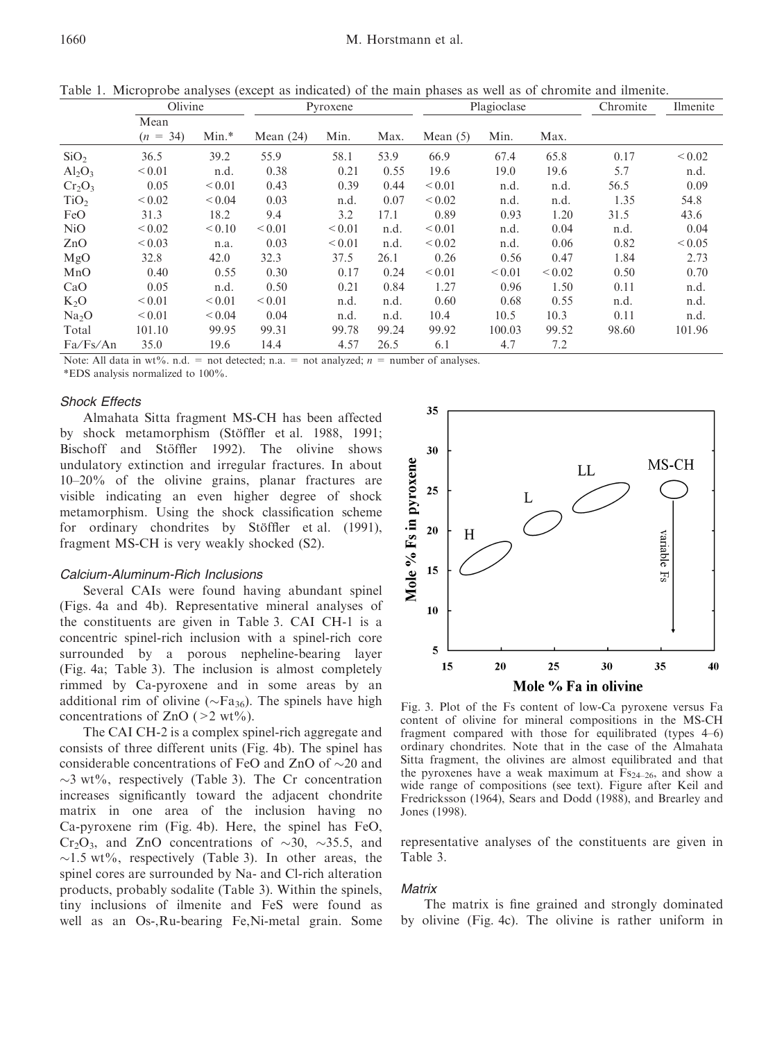Table 1. Microprobe analyses (except as indicated) of the main phases as well as of chromite and ilmenite.

| | Olivine | | Pyroxene | | | Plagioclase | | | Chromite | Ilmenite |
|---|---|---|---|---|---|---|---|---|---|---|
| | Mean ($n$ = 34) | Min.* | Mean (24) | Min. | Max. | Mean (5) | Min. | Max. | | |
| $SiO_2$ | 36.5 | 39.2 | 55.9 | 58.1 | 53.9 | 66.9 | 67.4 | 65.8 | 0.17 | < 0.02 |
| $Al_2O_3$ | < 0.01 | n.d. | 0.38 | 0.21 | 0.55 | 19.6 | 19.0 | 19.6 | 5.7 | n.d. |
| $Cr_2O_3$ | 0.05 | < 0.01 | 0.43 | 0.39 | 0.44 | < 0.01 | n.d. | n.d. | 56.5 | 0.09 |
| $TiO_2$ | < 0.02 | < 0.04 | 0.03 | n.d. | 0.07 | < 0.02 | n.d. | n.d. | 1.35 | 54.8 |
| FeO | 31.3 | 18.2 | 9.4 | 3.2 | 17.1 | 0.89 | 0.93 | 1.20 | 31.5 | 43.6 |
| NiO | < 0.02 | < 0.10 | < 0.01 | < 0.01 | n.d. | < 0.01 | n.d. | 0.04 | n.d. | 0.04 |
| ZnO | < 0.03 | n.a. | 0.03 | < 0.01 | n.d. | < 0.02 | n.d. | 0.06 | 0.82 | < 0.05 |
| MgO | 32.8 | 42.0 | 32.3 | 37.5 | 26.1 | 0.26 | 0.56 | 0.47 | 1.84 | 2.73 |
| MnO | 0.40 | 0.55 | 0.30 | 0.17 | 0.24 | < 0.01 | < 0.01 | < 0.02 | 0.50 | 0.70 |
| CaO | 0.05 | n.d. | 0.50 | 0.21 | 0.84 | 1.27 | 0.96 | 1.50 | 0.11 | n.d. |
| $K_2O$ | < 0.01 | < 0.01 | < 0.01 | n.d. | n.d. | 0.60 | 0.68 | 0.55 | n.d. | n.d. |
| $Na_2O$ | < 0.01 | < 0.01 | 0.04 | n.d. | n.d. | 10.4 | 10.5 | 10.3 | 0.11 | n.d. |
| Total | 101.10 | 99.95 | 99.31 | 99.78 | 99.24 | 99.92 | 100.03 | 99.52 | 98.60 | 101.96 |
| Fa/Fs/An | 35.0 | 19.6 | 14.4 | 4.57 | 26.5 | 6.1 | 4.7 | 7.2 | | |

Note: All data in wt%. n.d. = not detected; n.a. = not analyzed; $n$ = number of analyses.
*EDS analysis normalized to 100%.

### *Shock Effects*

Almahata Sitta fragment MS-CH has been affected by shock metamorphism (Stöffler et al. 1988, 1991; Bischoff and Stöffler 1992). The olivine shows undulatory extinction and irregular fractures. In about 10–20% of the olivine grains, planar fractures are visible indicating an even higher degree of shock metamorphism. Using the shock classification scheme for ordinary chondrites by Stöffler et al. (1991), fragment MS-CH is very weakly shocked (S2).

### *Calcium-Aluminum-Rich Inclusions*

Several CAIs were found having abundant spinel (Figs. 4a and 4b). Representative mineral analyses of the constituents are given in Table 3. CAI CH-1 is a concentric spinel-rich inclusion with a spinel-rich core surrounded by a porous nepheline-bearing layer (Fig. 4a; Table 3). The inclusion is almost completely rimmed by Ca-pyroxene and in some areas by an additional rim of olivine (~$Fa_{36}$). The spinels have high concentrations of ZnO (>2 wt%).

The CAI CH-2 is a complex spinel-rich aggregate and consists of three different units (Fig. 4b). The spinel has considerable concentrations of FeO and ZnO of ~20 and ~3 wt%, respectively (Table 3). The Cr concentration increases significantly toward the adjacent chondrite matrix in one area of the inclusion having no Ca-pyroxene rim (Fig. 4b). Here, the spinel has FeO, $Cr_2O_3$, and ZnO concentrations of ~30, ~35.5, and ~1.5 wt%, respectively (Table 3). In other areas, the spinel cores are surrounded by Na- and Cl-rich alteration products, probably sodalite (Table 3). Within the spinels, tiny inclusions of ilmenite and FeS were found as well as an Os-,Ru-bearing Fe,Ni-metal grain. Some representative analyses of the constituents are given in Table 3.

Fig. 3. Plot of the Fs content of low-Ca pyroxene versus Fa content of olivine for mineral compositions in the MS-CH fragment compared with those for equilibrated (types 4–6) ordinary chondrites. Note that in the case of the Almahata Sitta fragment, the olivines are almost equilibrated and that the pyroxenes have a weak maximum at $Fs_{24-26}$, and show a wide range of compositions (see text). Figure after Keil and Fredricksson (1964), Sears and Dodd (1988), and Brearley and Jones (1998).

### *Matrix*

The matrix is fine grained and strongly dominated by olivine (Fig. 4c). The olivine is rather uniform in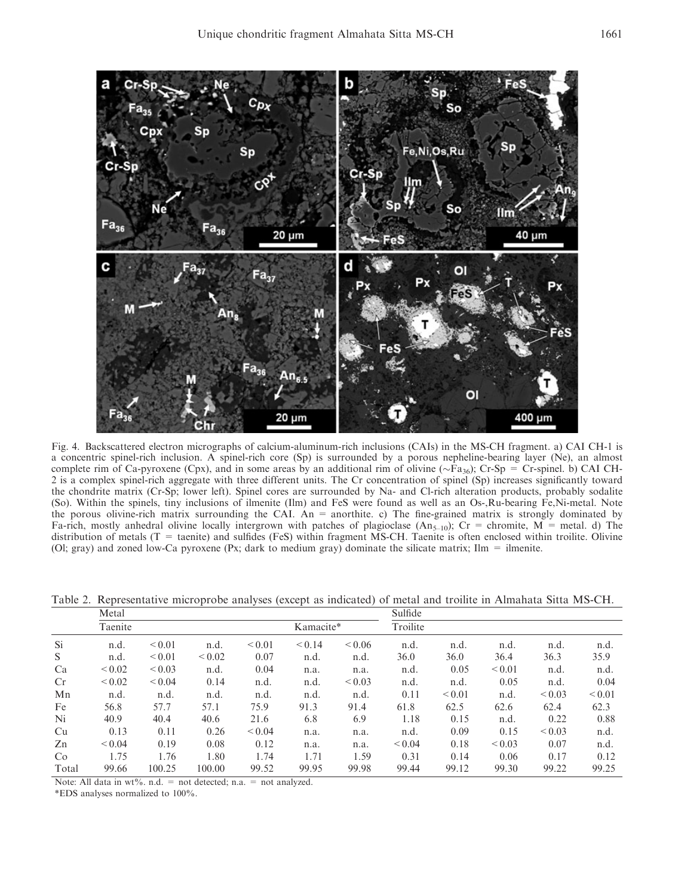Fig. 4. Backscattered electron micrographs of calcium-aluminum-rich inclusions (CAIs) in the MS-CH fragment. a) CAI CH-1 is a concentric spinel-rich inclusion. A spinel-rich core (Sp) is surrounded by a porous nepheline-bearing layer (Ne), an almost complete rim of Ca-pyroxene (Cpx), and in some areas by an additional rim of olivine (~$Fa_{36}$); Cr-Sp = Cr-spinel. b) CAI CH-2 is a complex spinel-rich aggregate with three different units. The Cr concentration of spinel (Sp) increases significantly toward the chondrite matrix (Cr-Sp; lower left). Spinel cores are surrounded by Na- and Cl-rich alteration products, probably sodalite (So). Within the spinels, tiny inclusions of ilmenite (Ilm) and FeS were found as well as an Os-,Ru-bearing Fe,Ni-metal. Note the porous olivine-rich matrix surrounding the CAI. An = anorthite. c) The fine-grained matrix is strongly dominated by Fa-rich, mostly anhedral olivine locally intergrown with patches of plagioclase ($An_{5-10}$); Cr = chromite, M = metal. d) The distribution of metals (T = taenite) and sulfides (FeS) within fragment MS-CH. Taenite is often enclosed within troilite. Olivine (Ol; gray) and zoned low-Ca pyroxene (Px; dark to medium gray) dominate the silicate matrix; Ilm = ilmenite.

Table 2. Representative microprobe analyses (except as indicated) of metal and troilite in Almahata Sitta MS-CH.

| | Metal | | | | | | Sulfide | | | | |
|---|---|---|---|---|---|---|---|---|---|---|---|
| | Taenite | | | | Kamacite* | | Troilite | | | | |
| Si | n.d. | < 0.01 | n.d. | < 0.01 | < 0.14 | < 0.06 | n.d. | n.d. | n.d. | n.d. | n.d. |
| S | n.d. | < 0.01 | < 0.02 | 0.07 | n.d. | n.d. | 36.0 | 36.0 | 36.4 | 36.3 | 35.9 |
| Ca | < 0.02 | < 0.03 | n.d. | 0.04 | n.a. | n.a. | n.d. | 0.05 | < 0.01 | n.d. | n.d. |
| Cr | < 0.02 | < 0.04 | 0.14 | n.d. | n.d. | < 0.03 | n.d. | n.d. | 0.05 | n.d. | 0.04 |
| Mn | n.d. | n.d. | n.d. | n.d. | n.d. | n.d. | 0.11 | < 0.01 | n.d. | < 0.03 | < 0.01 |
| Fe | 56.8 | 57.7 | 57.1 | 75.9 | 91.3 | 91.4 | 61.8 | 62.5 | 62.6 | 62.4 | 62.3 |
| Ni | 40.9 | 40.4 | 40.6 | 21.6 | 6.8 | 6.9 | 1.18 | 0.15 | n.d. | 0.22 | 0.88 |
| Cu | 0.13 | 0.11 | 0.26 | < 0.04 | n.a. | n.a. | n.d. | 0.09 | 0.15 | < 0.03 | n.d. |
| Zn | < 0.04 | 0.19 | 0.08 | 0.12 | n.a. | n.a. | < 0.04 | 0.18 | < 0.03 | 0.07 | n.d. |
| Co | 1.75 | 1.76 | 1.80 | 1.74 | 1.71 | 1.59 | 0.31 | 0.14 | 0.06 | 0.17 | 0.12 |
| Total | 99.66 | 100.25 | 100.00 | 99.52 | 99.95 | 99.98 | 99.44 | 99.12 | 99.30 | 99.22 | 99.25 |

Note: All data in wt%. n.d. = not detected; n.a. = not analyzed.

*EDS analyses normalized to 100%.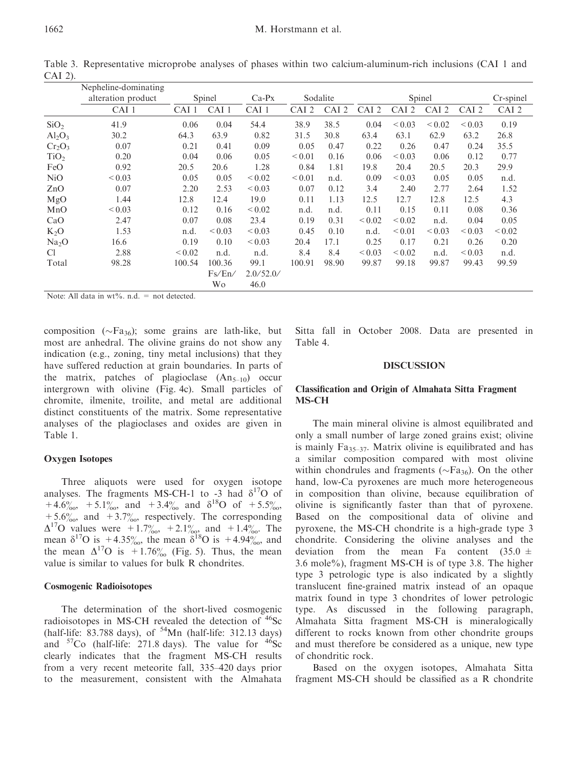Table 3. Representative microprobe analyses of phases within two calcium-aluminum-rich inclusions (CAI 1 and CAI 2).

| | Nepheline-dominating alteration product | Spinel | | Ca-Px | Sodalite | | Spinel | | | | Cr-spinel |
|---|---|---|---|---|---|---|---|---|---|---|---|
| | CAI 1 | CAI 1 | CAI 1 | CAI 1 | CAI 2 | CAI 2 | CAI 2 | CAI 2 | CAI 2 | CAI 2 | CAI 2 |
| $SiO_2$ | 41.9 | 0.06 | 0.04 | 54.4 | 38.9 | 38.5 | 0.04 | < 0.03 | < 0.02 | < 0.03 | 0.19 |
| $Al_2O_3$ | 30.2 | 64.3 | 63.9 | 0.82 | 31.5 | 30.8 | 63.4 | 63.1 | 62.9 | 63.2 | 26.8 |
| $Cr_2O_3$ | 0.07 | 0.21 | 0.41 | 0.09 | 0.05 | 0.47 | 0.22 | 0.26 | 0.47 | 0.24 | 35.5 |
| $TiO_2$ | 0.20 | 0.04 | 0.06 | 0.05 | < 0.01 | 0.16 | 0.06 | < 0.03 | 0.06 | 0.12 | 0.77 |
| FeO | 0.92 | 20.5 | 20.6 | 1.28 | 0.84 | 1.81 | 19.8 | 20.4 | 20.5 | 20.3 | 29.9 |
| NiO | < 0.03 | 0.05 | 0.05 | < 0.02 | < 0.01 | n.d. | 0.09 | < 0.03 | 0.05 | 0.05 | n.d. |
| ZnO | 0.07 | 2.20 | 2.53 | < 0.03 | 0.07 | 0.12 | 3.4 | 2.40 | 2.77 | 2.64 | 1.52 |
| MgO | 1.44 | 12.8 | 12.4 | 19.0 | 0.11 | 1.13 | 12.5 | 12.7 | 12.8 | 12.5 | 4.3 |
| MnO | < 0.03 | 0.12 | 0.16 | < 0.02 | n.d. | n.d. | 0.11 | 0.15 | 0.11 | 0.08 | 0.36 |
| CaO | 2.47 | 0.07 | 0.08 | 23.4 | 0.19 | 0.31 | < 0.02 | < 0.02 | n.d. | 0.04 | 0.05 |
| $K_2O$ | 1.53 | n.d. | < 0.03 | < 0.03 | 0.45 | 0.10 | n.d. | < 0.01 | < 0.03 | < 0.03 | < 0.02 |
| $Na_2O$ | 16.6 | 0.19 | 0.10 | < 0.03 | 20.4 | 17.1 | 0.25 | 0.17 | 0.21 | 0.26 | 0.20 |
| Cl | 2.88 | < 0.02 | n.d. | n.d. | 8.4 | 8.4 | < 0.03 | < 0.02 | n.d. | < 0.03 | n.d. |
| Total | 98.28 | 100.54 | 100.36 | 99.1 | 100.91 | 98.90 | 99.87 | 99.18 | 99.87 | 99.43 | 99.59 |
| | | | Fs/En/Wo | 2.0/52.0/46.0 | | | | | | | |

Note: All data in wt%. n.d. = not detected.

composition ($\sim$Fa$_{36}$); some grains are lath-like, but most are anhedral. The olivine grains do not show any indication (e.g., zoning, tiny metal inclusions) that they have suffered reduction at grain boundaries. In parts of the matrix, patches of plagioclase (An$_{5-10}$) occur intergrown with olivine (Fig. 4c). Small particles of chromite, ilmenite, troilite, and metal are additional distinct constituents of the matrix. Some representative analyses of the plagioclases and oxides are given in Table 1.

### Oxygen Isotopes

Three aliquots were used for oxygen isotope analyses. The fragments MS-CH-1 to -3 had $\delta^{17}$O of +4.6‰, +5.1‰, and +3.4‰ and $\delta^{18}$O of +5.5‰, +5.6‰, and +3.7‰, respectively. The corresponding $\Delta^{17}$O values were +1.7‰, +2.1‰, and +1.4‰. The mean $\delta^{17}$O is +4.35‰, the mean $\delta^{18}$O is +4.94‰, and the mean $\Delta^{17}$O is +1.76‰ (Fig. 5). Thus, the mean value is similar to values for bulk R chondrites.

### Cosmogenic Radioisotopes

The determination of the short-lived cosmogenic radioisotopes in MS-CH revealed the detection of $^{46}$Sc (half-life: 83.788 days), of $^{54}$Mn (half-life: 312.13 days) and $^{57}$Co (half-life: 271.8 days). The value for $^{46}$Sc clearly indicates that the fragment MS-CH results from a very recent meteorite fall, 335–420 days prior to the measurement, consistent with the Almahata Sitta fall in October 2008. Data are presented in Table 4.

## DISCUSSION

### Classification and Origin of Almahata Sitta Fragment MS-CH

The main mineral olivine is almost equilibrated and only a small number of large zoned grains exist; olivine is mainly Fa$_{35-37}$. Matrix olivine is equilibrated and has a similar composition compared with most olivine within chondrules and fragments ($\sim$Fa$_{36}$). On the other hand, low-Ca pyroxenes are much more heterogeneous in composition than olivine, because equilibration of olivine is significantly faster than that of pyroxene. Based on the compositional data of olivine and pyroxene, the MS-CH chondrite is a high-grade type 3 chondrite. Considering the olivine analyses and the deviation from the mean Fa content (35.0 ± 3.6 mole%), fragment MS-CH is of type 3.8. The higher type 3 petrologic type is also indicated by a slightly translucent fine-grained matrix instead of an opaque matrix found in type 3 chondrites of lower petrologic type. As discussed in the following paragraph, Almahata Sitta fragment MS-CH is mineralogically different to rocks known from other chondrite groups and must therefore be considered as a unique, new type of chondritic rock.

Based on the oxygen isotopes, Almahata Sitta fragment MS-CH should be classified as a R chondrite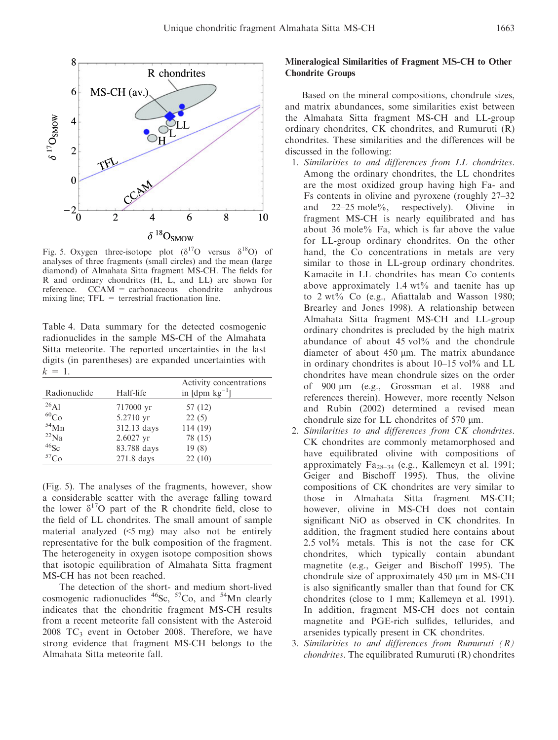Fig. 5. Oxygen three-isotope plot ($\delta^{17}O$ versus $\delta^{18}O$) of analyses of three fragments (small circles) and the mean (large diamond) of Almahata Sitta fragment MS-CH. The fields for R and ordinary chondrites (H, L, and LL) are shown for reference. CCAM = carbonaceous chondrite anhydrous mixing line; TFL = terrestrial fractionation line.

Table 4. Data summary for the detected cosmogenic radionuclides in the sample MS-CH of the Almahata Sitta meteorite. The reported uncertainties in the last digits (in parentheses) are expanded uncertainties with $k = 1$.

| Radionuclide | Half-life | Activity concentrations in [dpm $kg^{-1}$] |
|---|---|---|
| $^{26}Al$ | 717000 yr | 57 (12) |
| $^{60}Co$ | 5.2710 yr | 22 (5) |
| $^{54}Mn$ | 312.13 days | 114 (19) |
| $^{22}Na$ | 2.6027 yr | 78 (15) |
| $^{46}Sc$ | 83.788 days | 19 (8) |
| $^{57}Co$ | 271.8 days | 22 (10) |

(Fig. 5). The analyses of the fragments, however, show a considerable scatter with the average falling toward the lower $\delta^{17}O$ part of the R chondrite field, close to the field of LL chondrites. The small amount of sample material analyzed (<5 mg) may also not be entirely representative for the bulk composition of the fragment. The heterogeneity in oxygen isotope composition shows that isotopic equilibration of Almahata Sitta fragment MS-CH has not been reached.

The detection of the short- and medium short-lived cosmogenic radionuclides $^{46}Sc$, $^{57}Co$, and $^{54}Mn$ clearly indicates that the chondritic fragment MS-CH results from a recent meteorite fall consistent with the Asteroid 2008 $TC_3$ event in October 2008. Therefore, we have strong evidence that fragment MS-CH belongs to the Almahata Sitta meteorite fall.

### Mineralogical Similarities of Fragment MS-CH to Other Chondrite Groups

Based on the mineral compositions, chondrule sizes, and matrix abundances, some similarities exist between the Almahata Sitta fragment MS-CH and LL-group ordinary chondrites, CK chondrites, and Rumuruti (R) chondrites. These similarities and the differences will be discussed in the following:

1. *Similarities to and differences from LL chondrites*. Among the ordinary chondrites, the LL chondrites are the most oxidized group having high Fa- and Fs contents in olivine and pyroxene (roughly 27–32 and 22–25 mole%, respectively). Olivine in fragment MS-CH is nearly equilibrated and has about 36 mole% Fa, which is far above the value for LL-group ordinary chondrites. On the other hand, the Co concentrations in metals are very similar to those in LL-group ordinary chondrites. Kamacite in LL chondrites has mean Co contents above approximately 1.4 wt% and taenite has up to 2 wt% Co (e.g., Afiattalab and Wasson 1980; Brearley and Jones 1998). A relationship between Almahata Sitta fragment MS-CH and LL-group ordinary chondrites is precluded by the high matrix abundance of about 45 vol% and the chondrule diameter of about 450 μm. The matrix abundance in ordinary chondrites is about 10–15 vol% and LL chondrites have mean chondrule sizes on the order of 900 μm (e.g., Grossman et al. 1988 and references therein). However, more recently Nelson and Rubin (2002) determined a revised mean chondrule size for LL chondrites of 570 μm.
2. *Similarities to and differences from CK chondrites*. CK chondrites are commonly metamorphosed and have equilibrated olivine with compositions of approximately $Fa_{28-34}$ (e.g., Kallemeyn et al. 1991; Geiger and Bischoff 1995). Thus, the olivine compositions of CK chondrites are very similar to those in Almahata Sitta fragment MS-CH; however, olivine in MS-CH does not contain significant NiO as observed in CK chondrites. In addition, the fragment studied here contains about 2.5 vol% metals. This is not the case for CK chondrites, which typically contain abundant magnetite (e.g., Geiger and Bischoff 1995). The chondrule size of approximately 450 μm in MS-CH is also significantly smaller than that found for CK chondrites (close to 1 mm; Kallemeyn et al. 1991). In addition, fragment MS-CH does not contain magnetite and PGE-rich sulfides, tellurides, and arsenides typically present in CK chondrites.
3. *Similarities to and differences from Rumuruti (R) chondrites*. The equilibrated Rumuruti (R) chondrites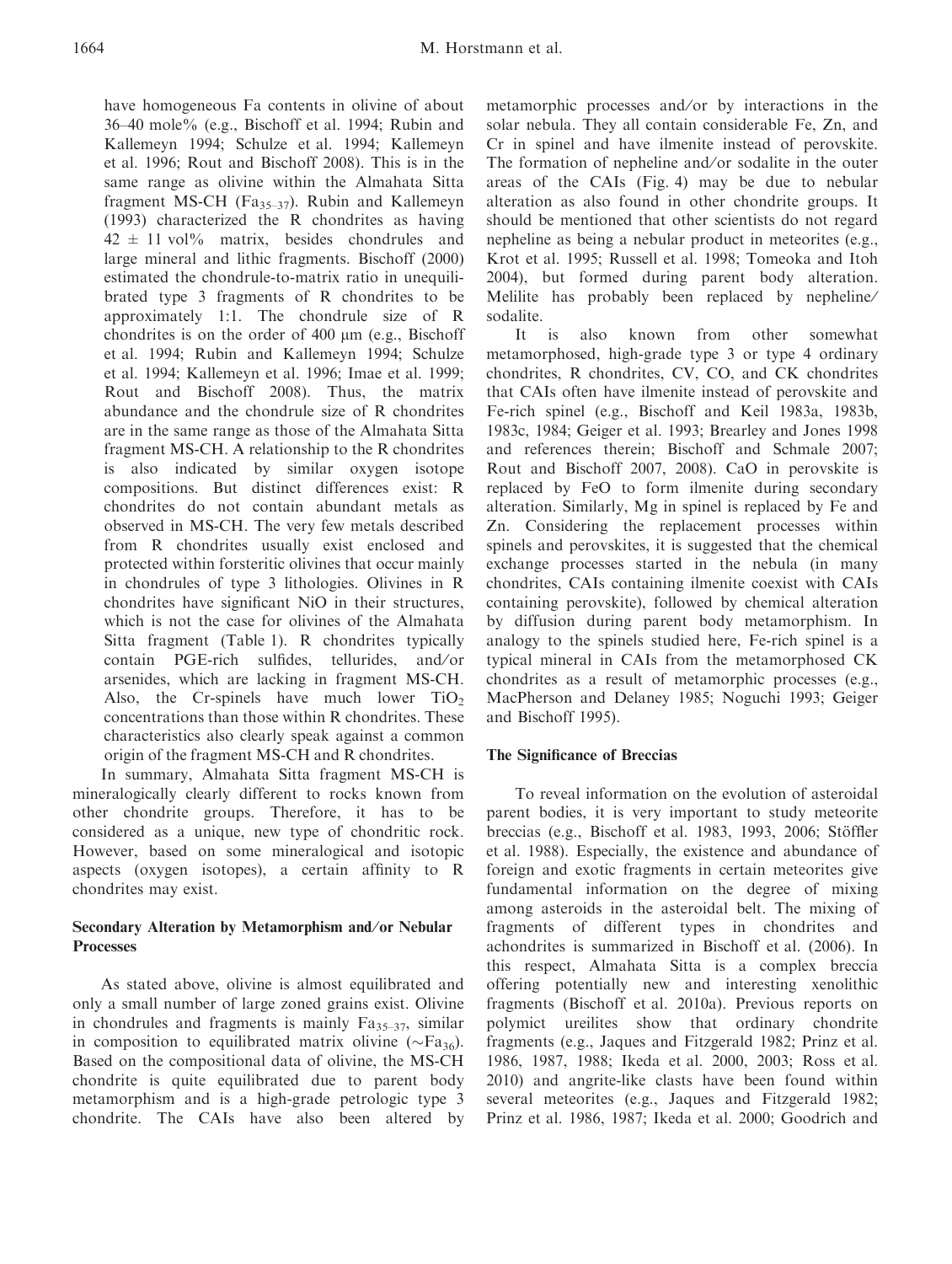have homogeneous Fa contents in olivine of about 36–40 mole% (e.g., Bischoff et al. 1994; Rubin and Kallemeyn 1994; Schulze et al. 1994; Kallemeyn et al. 1996; Rout and Bischoff 2008). This is in the same range as olivine within the Almahata Sitta fragment MS-CH ($Fa_{35-37}$). Rubin and Kallemeyn (1993) characterized the R chondrites as having $42 \pm 11$ vol% matrix, besides chondrules and large mineral and lithic fragments. Bischoff (2000) estimated the chondrule-to-matrix ratio in unequilibrated type 3 fragments of R chondrites to be approximately 1:1. The chondrule size of R chondrites is on the order of 400 μm (e.g., Bischoff et al. 1994; Rubin and Kallemeyn 1994; Schulze et al. 1994; Kallemeyn et al. 1996; Imae et al. 1999; Rout and Bischoff 2008). Thus, the matrix abundance and the chondrule size of R chondrites are in the same range as those of the Almahata Sitta fragment MS-CH. A relationship to the R chondrites is also indicated by similar oxygen isotope compositions. But distinct differences exist: R chondrites do not contain abundant metals as observed in MS-CH. The very few metals described from R chondrites usually exist enclosed and protected within forsteritic olivines that occur mainly in chondrules of type 3 lithologies. Olivines in R chondrites have significant NiO in their structures, which is not the case for olivines of the Almahata Sitta fragment (Table 1). R chondrites typically contain PGE-rich sulfides, tellurides, and/or arsenides, which are lacking in fragment MS-CH. Also, the Cr-spinels have much lower $TiO_2$ concentrations than those within R chondrites. These characteristics also clearly speak against a common origin of the fragment MS-CH and R chondrites.

In summary, Almahata Sitta fragment MS-CH is mineralogically clearly different to rocks known from other chondrite groups. Therefore, it has to be considered as a unique, new type of chondritic rock. However, based on some mineralogical and isotopic aspects (oxygen isotopes), a certain affinity to R chondrites may exist.

### Secondary Alteration by Metamorphism and/or Nebular Processes

As stated above, olivine is almost equilibrated and only a small number of large zoned grains exist. Olivine in chondrules and fragments is mainly $Fa_{35-37}$, similar in composition to equilibrated matrix olivine ($\sim Fa_{36}$). Based on the compositional data of olivine, the MS-CH chondrite is quite equilibrated due to parent body metamorphism and is a high-grade petrologic type 3 chondrite. The CAIs have also been altered by metamorphic processes and/or by interactions in the solar nebula. They all contain considerable Fe, Zn, and Cr in spinel and have ilmenite instead of perovskite. The formation of nepheline and/or sodalite in the outer areas of the CAIs (Fig. 4) may be due to nebular alteration as also found in other chondrite groups. It should be mentioned that other scientists do not regard nepheline as being a nebular product in meteorites (e.g., Krot et al. 1995; Russell et al. 1998; Tomeoka and Itoh 2004), but formed during parent body alteration. Melilite has probably been replaced by nepheline/sodalite.

It is also known from other somewhat metamorphosed, high-grade type 3 or type 4 ordinary chondrites, R chondrites, CV, CO, and CK chondrites that CAIs often have ilmenite instead of perovskite and Fe-rich spinel (e.g., Bischoff and Keil 1983a, 1983b, 1983c, 1984; Geiger et al. 1993; Brearley and Jones 1998 and references therein; Bischoff and Schmale 2007; Rout and Bischoff 2007, 2008). CaO in perovskite is replaced by FeO to form ilmenite during secondary alteration. Similarly, Mg in spinel is replaced by Fe and Zn. Considering the replacement processes within spinels and perovskites, it is suggested that the chemical exchange processes started in the nebula (in many chondrites, CAIs containing ilmenite coexist with CAIs containing perovskite), followed by chemical alteration by diffusion during parent body metamorphism. In analogy to the spinels studied here, Fe-rich spinel is a typical mineral in CAIs from the metamorphosed CK chondrites as a result of metamorphic processes (e.g., MacPherson and Delaney 1985; Noguchi 1993; Geiger and Bischoff 1995).

### The Significance of Breccias

To reveal information on the evolution of asteroidal parent bodies, it is very important to study meteorite breccias (e.g., Bischoff et al. 1983, 1993, 2006; Stöffler et al. 1988). Especially, the existence and abundance of foreign and exotic fragments in certain meteorites give fundamental information on the degree of mixing among asteroids in the asteroidal belt. The mixing of fragments of different types in chondrites and achondrites is summarized in Bischoff et al. (2006). In this respect, Almahata Sitta is a complex breccia offering potentially new and interesting xenolithic fragments (Bischoff et al. 2010a). Previous reports on polymict ureilites show that ordinary chondrite fragments (e.g., Jaques and Fitzgerald 1982; Prinz et al. 1986, 1987, 1988; Ikeda et al. 2000, 2003; Ross et al. 2010) and angrite-like clasts have been found within several meteorites (e.g., Jaques and Fitzgerald 1982; Prinz et al. 1986, 1987; Ikeda et al. 2000; Goodrich and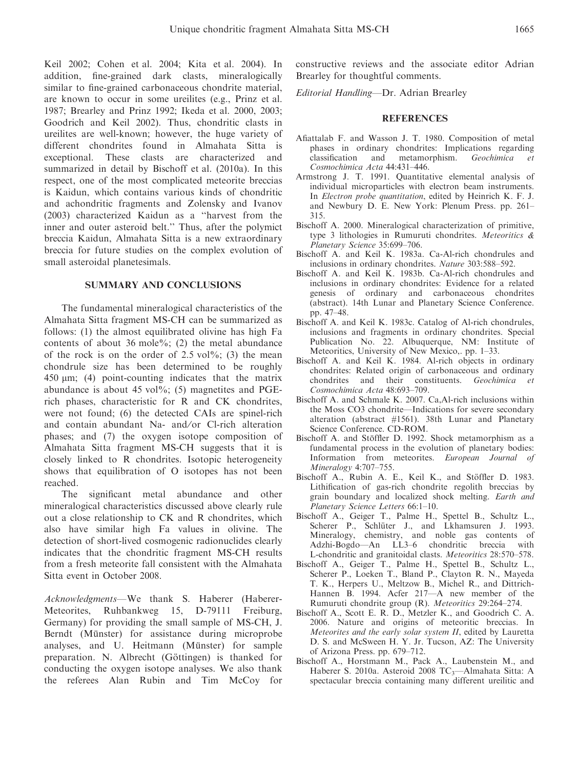Keil 2002; Cohen et al. 2004; Kita et al. 2004). In addition, fine-grained dark clasts, mineralogically similar to fine-grained carbonaceous chondrite material, are known to occur in some ureilites (e.g., Prinz et al. 1987; Brearley and Prinz 1992; Ikeda et al. 2000, 2003; Goodrich and Keil 2002). Thus, chondritic clasts in ureilites are well-known; however, the huge variety of different chondrites found in Almahata Sitta is exceptional. These clasts are characterized and summarized in detail by Bischoff et al. (2010a). In this respect, one of the most complicated meteorite breccias is Kaidun, which contains various kinds of chondritic and achondritic fragments and Zolensky and Ivanov (2003) characterized Kaidun as a "harvest from the inner and outer asteroid belt." Thus, after the polymict breccia Kaidun, Almahata Sitta is a new extraordinary breccia for future studies on the complex evolution of small asteroidal planetesimals.

## SUMMARY AND CONCLUSIONS

The fundamental mineralogical characteristics of the Almahata Sitta fragment MS-CH can be summarized as follows: (1) the almost equilibrated olivine has high Fa contents of about 36 mole%; (2) the metal abundance of the rock is on the order of 2.5 vol%; (3) the mean chondrule size has been determined to be roughly 450 μm; (4) point-counting indicates that the matrix abundance is about 45 vol%; (5) magnetites and PGE-rich phases, characteristic for R and CK chondrites, were not found; (6) the detected CAIs are spinel-rich and contain abundant Na- and/or Cl-rich alteration phases; and (7) the oxygen isotope composition of Almahata Sitta fragment MS-CH suggests that it is closely linked to R chondrites. Isotopic heterogeneity shows that equilibration of O isotopes has not been reached.

The significant metal abundance and other mineralogical characteristics discussed above clearly rule out a close relationship to CK and R chondrites, which also have similar high Fa values in olivine. The detection of short-lived cosmogenic radionuclides clearly indicates that the chondritic fragment MS-CH results from a fresh meteorite fall consistent with the Almahata Sitta event in October 2008.

*Acknowledgments*—We thank S. Haberer (Haberer-Meteorites, Ruhbankweg 15, D-79111 Freiburg, Germany) for providing the small sample of MS-CH, J. Berndt (Münster) for assistance during microprobe analyses, and U. Heitmann (Münster) for sample preparation. N. Albrecht (Göttingen) is thanked for conducting the oxygen isotope analyses. We also thank the referees Alan Rubin and Tim McCoy for constructive reviews and the associate editor Adrian Brearley for thoughtful comments.

*Editorial Handling*—Dr. Adrian Brearley

## REFERENCES

Afiattalab F. and Wasson J. T. 1980. Composition of metal phases in ordinary chondrites: Implications regarding classification and metamorphism. *Geochimica et Cosmochimica Acta* 44:431–446.

Armstrong J. T. 1991. Quantitative elemental analysis of individual microparticles with electron beam instruments. In *Electron probe quantitation*, edited by Heinrich K. F. J. and Newbury D. E. New York: Plenum Press. pp. 261–315.

Bischoff A. 2000. Mineralogical characterization of primitive, type 3 lithologies in Rumuruti chondrites. *Meteoritics & Planetary Science* 35:699–706.

Bischoff A. and Keil K. 1983a. Ca-Al-rich chondrules and inclusions in ordinary chondrites. *Nature* 303:588–592.

Bischoff A. and Keil K. 1983b. Ca-Al-rich chondrules and inclusions in ordinary chondrites: Evidence for a related genesis of ordinary and carbonaceous chondrites (abstract). 14th Lunar and Planetary Science Conference. pp. 47–48.

Bischoff A. and Keil K. 1983c. Catalog of Al-rich chondrules, inclusions and fragments in ordinary chondrites. Special Publication No. 22. Albuquerque, NM: Institute of Meteoritics, University of New Mexico,. pp. 1–33.

Bischoff A. and Keil K. 1984. Al-rich objects in ordinary chondrites: Related origin of carbonaceous and ordinary chondrites and their constituents. *Geochimica et Cosmochimica Acta* 48:693–709.

Bischoff A. and Schmale K. 2007. Ca,Al-rich inclusions within the Moss CO3 chondrite—Indications for severe secondary alteration (abstract #1561). 38th Lunar and Planetary Science Conference. CD-ROM.

Bischoff A. and Stöffler D. 1992. Shock metamorphism as a fundamental process in the evolution of planetary bodies: Information from meteorites. *European Journal of Mineralogy* 4:707–755.

Bischoff A., Rubin A. E., Keil K., and Stöffler D. 1983. Lithification of gas-rich chondrite regolith breccias by grain boundary and localized shock melting. *Earth and Planetary Science Letters* 66:1–10.

Bischoff A., Geiger T., Palme H., Spettel B., Schultz L., Scherer P., Schlüter J., and Lkhamsuren J. 1993. Mineralogy, chemistry, and noble gas contents of Adzhi-Bogdo—An LL3–6 chondritic breccia with L-chondritic and granitoidal clasts. *Meteoritics* 28:570–578.

Bischoff A., Geiger T., Palme H., Spettel B., Schultz L., Scherer P., Loeken T., Bland P., Clayton R. N., Mayeda T. K., Herpers U., Meltzow B., Michel R., and Dittrich-Hannen B. 1994. Acfer 217—A new member of the Rumuruti chondrite group (R). *Meteoritics* 29:264–274.

Bischoff A., Scott E. R. D., Metzler K., and Goodrich C. A. 2006. Nature and origins of meteoritic breccias. In *Meteorites and the early solar system II*, edited by Lauretta D. S. and McSween H. Y. Jr. Tucson, AZ: The University of Arizona Press. pp. 679–712.

Bischoff A., Horstmann M., Pack A., Laubenstein M., and Haberer S. 2010a. Asteroid 2008 $TC_3$—Almahata Sitta: A spectacular breccia containing many different ureilitic and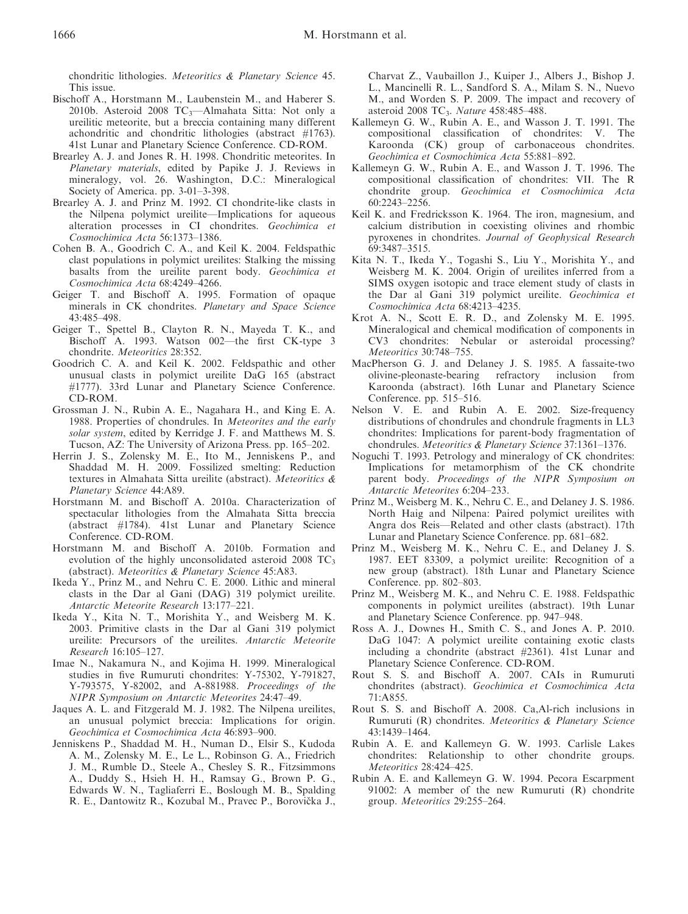chondritic lithologies. *Meteoritics & Planetary Science* 45. This issue.

Bischoff A., Horstmann M., Laubenstein M., and Haberer S. 2010b. Asteroid 2008 $TC_3$—Almahata Sitta: Not only a ureilitic meteorite, but a breccia containing many different achondritic and chondritic lithologies (abstract #1763). 41st Lunar and Planetary Science Conference. CD-ROM.

Brearley A. J. and Jones R. H. 1998. Chondritic meteorites. In *Planetary materials*, edited by Papike J. J. Reviews in mineralogy, vol. 26. Washington, D.C.: Mineralogical Society of America. pp. 3-01–3-398.

Brearley A. J. and Prinz M. 1992. CI chondrite-like clasts in the Nilpena polymict ureilite—Implications for aqueous alteration processes in CI chondrites. *Geochimica et Cosmochimica Acta* 56:1373–1386.

Cohen B. A., Goodrich C. A., and Keil K. 2004. Feldspathic clast populations in polymict ureilites: Stalking the missing basalts from the ureilite parent body. *Geochimica et Cosmochimica Acta* 68:4249–4266.

Geiger T. and Bischoff A. 1995. Formation of opaque minerals in CK chondrites. *Planetary and Space Science* 43:485–498.

Geiger T., Spettel B., Clayton R. N., Mayeda T. K., and Bischoff A. 1993. Watson 002—the first CK-type 3 chondrite. *Meteoritics* 28:352.

Goodrich C. A. and Keil K. 2002. Feldspathic and other unusual clasts in polymict ureilite DaG 165 (abstract #1777). 33rd Lunar and Planetary Science Conference. CD-ROM.

Grossman J. N., Rubin A. E., Nagahara H., and King E. A. 1988. Properties of chondrules. In *Meteorites and the early solar system*, edited by Kerridge J. F. and Matthews M. S. Tucson, AZ: The University of Arizona Press. pp. 165–202.

Herrin J. S., Zolensky M. E., Ito M., Jenniskens P., and Shaddad M. H. 2009. Fossilized smelting: Reduction textures in Almahata Sitta ureilite (abstract). *Meteoritics & Planetary Science* 44:A89.

Horstmann M. and Bischoff A. 2010a. Characterization of spectacular lithologies from the Almahata Sitta breccia (abstract #1784). 41st Lunar and Planetary Science Conference. CD-ROM.

Horstmann M. and Bischoff A. 2010b. Formation and evolution of the highly unconsolidated asteroid 2008 $TC_3$ (abstract). *Meteoritics & Planetary Science* 45:A83.

Ikeda Y., Prinz M., and Nehru C. E. 2000. Lithic and mineral clasts in the Dar al Gani (DAG) 319 polymict ureilite. *Antarctic Meteorite Research* 13:177–221.

Ikeda Y., Kita N. T., Morishita Y., and Weisberg M. K. 2003. Primitive clasts in the Dar al Gani 319 polymict ureilite: Precursors of the ureilites. *Antarctic Meteorite Research* 16:105–127.

Imae N., Nakamura N., and Kojima H. 1999. Mineralogical studies in five Rumuruti chondrites: Y-75302, Y-791827, Y-793575, Y-82002, and A-881988. *Proceedings of the NIPR Symposium on Antarctic Meteorites* 24:47–49.

Jaques A. L. and Fitzgerald M. J. 1982. The Nilpena ureilites, an unusual polymict breccia: Implications for origin. *Geochimica et Cosmochimica Acta* 46:893–900.

Jenniskens P., Shaddad M. H., Numan D., Elsir S., Kudoda A. M., Zolensky M. E., Le L., Robinson G. A., Friedrich J. M., Rumble D., Steele A., Chesley S. R., Fitzsimmons A., Duddy S., Hsieh H. H., Ramsay G., Brown P. G., Edwards W. N., Tagliaferri E., Boslough M. B., Spalding R. E., Dantowitz R., Kozubal M., Pravec P., Borovička J., Charvat Z., Vaubaillon J., Kuiper J., Albers J., Bishop J. L., Mancinelli R. L., Sandford S. A., Milam S. N., Nuevo M., and Worden S. P. 2009. The impact and recovery of asteroid 2008 $TC_3$. *Nature* 458:485–488.

Kallemeyn G. W., Rubin A. E., and Wasson J. T. 1991. The compositional classification of chondrites: V. The Karoonda (CK) group of carbonaceous chondrites. *Geochimica et Cosmochimica Acta* 55:881–892.

Kallemeyn G. W., Rubin A. E., and Wasson J. T. 1996. The compositional classification of chondrites: VII. The R chondrite group. *Geochimica et Cosmochimica Acta* 60:2243–2256.

Keil K. and Fredricksson K. 1964. The iron, magnesium, and calcium distribution in coexisting olivines and rhombic pyroxenes in chondrites. *Journal of Geophysical Research* 69:3487–3515.

Kita N. T., Ikeda Y., Togashi S., Liu Y., Morishita Y., and Weisberg M. K. 2004. Origin of ureilites inferred from a SIMS oxygen isotopic and trace element study of clasts in the Dar al Gani 319 polymict ureilite. *Geochimica et Cosmochimica Acta* 68:4213–4235.

Krot A. N., Scott E. R. D., and Zolensky M. E. 1995. Mineralogical and chemical modification of components in CV3 chondrites: Nebular or asteroidal processing? *Meteoritics* 30:748–755.

MacPherson G. J. and Delaney J. S. 1985. A fassaite-two olivine-pleonaste-bearing refractory inclusion from Karoonda (abstract). 16th Lunar and Planetary Science Conference. pp. 515–516.

Nelson V. E. and Rubin A. E. 2002. Size-frequency distributions of chondrules and chondrule fragments in LL3 chondrites: Implications for parent-body fragmentation of chondrules. *Meteoritics & Planetary Science* 37:1361–1376.

Noguchi T. 1993. Petrology and mineralogy of CK chondrites: Implications for metamorphism of the CK chondrite parent body. *Proceedings of the NIPR Symposium on Antarctic Meteorites* 6:204–233.

Prinz M., Weisberg M. K., Nehru C. E., and Delaney J. S. 1986. North Haig and Nilpena: Paired polymict ureilites with Angra dos Reis—Related and other clasts (abstract). 17th Lunar and Planetary Science Conference. pp. 681–682.

Prinz M., Weisberg M. K., Nehru C. E., and Delaney J. S. 1987. EET 83309, a polymict ureilite: Recognition of a new group (abstract). 18th Lunar and Planetary Science Conference. pp. 802–803.

Prinz M., Weisberg M. K., and Nehru C. E. 1988. Feldspathic components in polymict ureilites (abstract). 19th Lunar and Planetary Science Conference. pp. 947–948.

Ross A. J., Downes H., Smith C. S., and Jones A. P. 2010. DaG 1047: A polymict ureilite containing exotic clasts including a chondrite (abstract #2361). 41st Lunar and Planetary Science Conference. CD-ROM.

Rout S. S. and Bischoff A. 2007. CAIs in Rumuruti chondrites (abstract). *Geochimica et Cosmochimica Acta* 71:A855.

Rout S. S. and Bischoff A. 2008. Ca,Al-rich inclusions in Rumuruti (R) chondrites. *Meteoritics & Planetary Science* 43:1439–1464.

Rubin A. E. and Kallemeyn G. W. 1993. Carlisle Lakes chondrites: Relationship to other chondrite groups. *Meteoritics* 28:424–425.

Rubin A. E. and Kallemeyn G. W. 1994. Pecora Escarpment 91002: A member of the new Rumuruti (R) chondrite group. *Meteoritics* 29:255–264.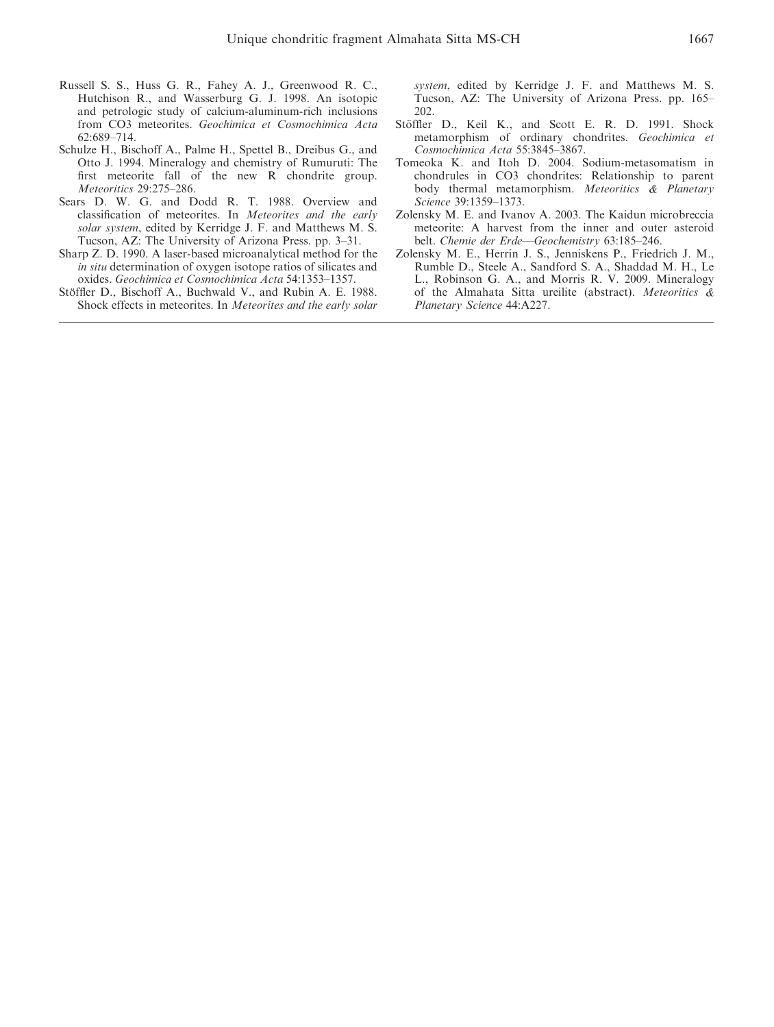Russell S. S., Huss G. R., Fahey A. J., Greenwood R. C., Hutchison R., and Wasserburg G. J. 1998. An isotopic and petrologic study of calcium-aluminum-rich inclusions from CO3 meteorites. *Geochimica et Cosmochimica Acta* 62:689–714.

Schulze H., Bischoff A., Palme H., Spettel B., Dreibus G., and Otto J. 1994. Mineralogy and chemistry of Rumuruti: The first meteorite fall of the new R chondrite group. *Meteoritics* 29:275–286.

Sears D. W. G. and Dodd R. T. 1988. Overview and classification of meteorites. In *Meteorites and the early solar system*, edited by Kerridge J. F. and Matthews M. S. Tucson, AZ: The University of Arizona Press. pp. 3–31.

Sharp Z. D. 1990. A laser-based microanalytical method for the *in situ* determination of oxygen isotope ratios of silicates and oxides. *Geochimica et Cosmochimica Acta* 54:1353–1357.

Stöffler D., Bischoff A., Buchwald V., and Rubin A. E. 1988. Shock effects in meteorites. In *Meteorites and the early solar system*, edited by Kerridge J. F. and Matthews M. S. Tucson, AZ: The University of Arizona Press. pp. 165–202.

Stöffler D., Keil K., and Scott E. R. D. 1991. Shock metamorphism of ordinary chondrites. *Geochimica et Cosmochimica Acta* 55:3845–3867.

Tomeoka K. and Itoh D. 2004. Sodium-metasomatism in chondrules in CO3 chondrites: Relationship to parent body thermal metamorphism. *Meteoritics & Planetary Science* 39:1359–1373.

Zolensky M. E. and Ivanov A. 2003. The Kaidun microbreccia meteorite: A harvest from the inner and outer asteroid belt. *Chemie der Erde—Geochemistry* 63:185–246.

Zolensky M. E., Herrin J. S., Jenniskens P., Friedrich J. M., Rumble D., Steele A., Sandford S. A., Shaddad M. H., Le L., Robinson G. A., and Morris R. V. 2009. Mineralogy of the Almahata Sitta ureilite (abstract). *Meteoritics & Planetary Science* 44:A227.